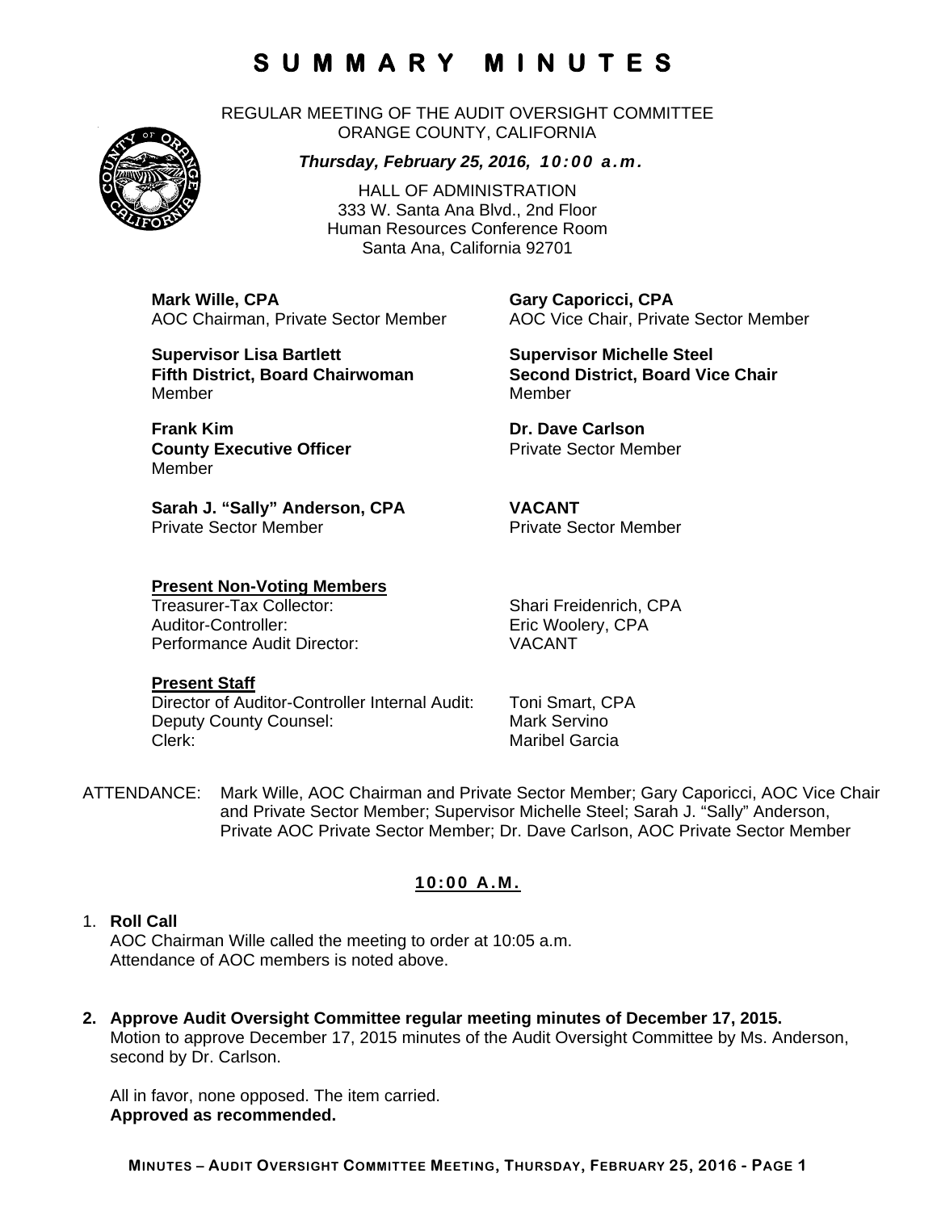# SUMMARY MINUTES

REGULAR MEETING OF THE AUDIT OVERSIGHT COMMITTEE
ORANGE COUNTY, CALIFORNIA

***Thursday, February 25, 2016, 10:00 a.m.***

HALL OF ADMINISTRATION
333 W. Santa Ana Blvd., 2nd Floor
Human Resources Conference Room
Santa Ana, California 92701

**Mark Wille, CPA**
AOC Chairman, Private Sector Member

**Gary Caporicci, CPA**
AOC Vice Chair, Private Sector Member

**Supervisor Lisa Bartlett**
**Fifth District, Board Chairwoman**
Member

**Supervisor Michelle Steel**
**Second District, Board Vice Chair**
Member

**Frank Kim**
**County Executive Officer**
Member

**Dr. Dave Carlson**
Private Sector Member

**Sarah J. "Sally" Anderson, CPA**
Private Sector Member

**VACANT**
Private Sector Member

**Present Non-Voting Members**

| | |
|---|---|
| Treasurer-Tax Collector: | Shari Freidenrich, CPA |
| Auditor-Controller: | Eric Woolery, CPA |
| Performance Audit Director: | VACANT |

**Present Staff**

| | |
|---|---|
| Director of Auditor-Controller Internal Audit: | Toni Smart, CPA |
| Deputy County Counsel: | Mark Servino |
| Clerk: | Maribel Garcia |

ATTENDANCE: Mark Wille, AOC Chairman and Private Sector Member; Gary Caporicci, AOC Vice Chair and Private Sector Member; Supervisor Michelle Steel; Sarah J. "Sally" Anderson, Private AOC Private Sector Member; Dr. Dave Carlson, AOC Private Sector Member

**10:00 A.M.**

1. **Roll Call**
   AOC Chairman Wille called the meeting to order at 10:05 a.m.
   Attendance of AOC members is noted above.

2. **Approve Audit Oversight Committee regular meeting minutes of December 17, 2015.**
   Motion to approve December 17, 2015 minutes of the Audit Oversight Committee by Ms. Anderson, second by Dr. Carlson.

   All in favor, none opposed. The item carried.
   **Approved as recommended.**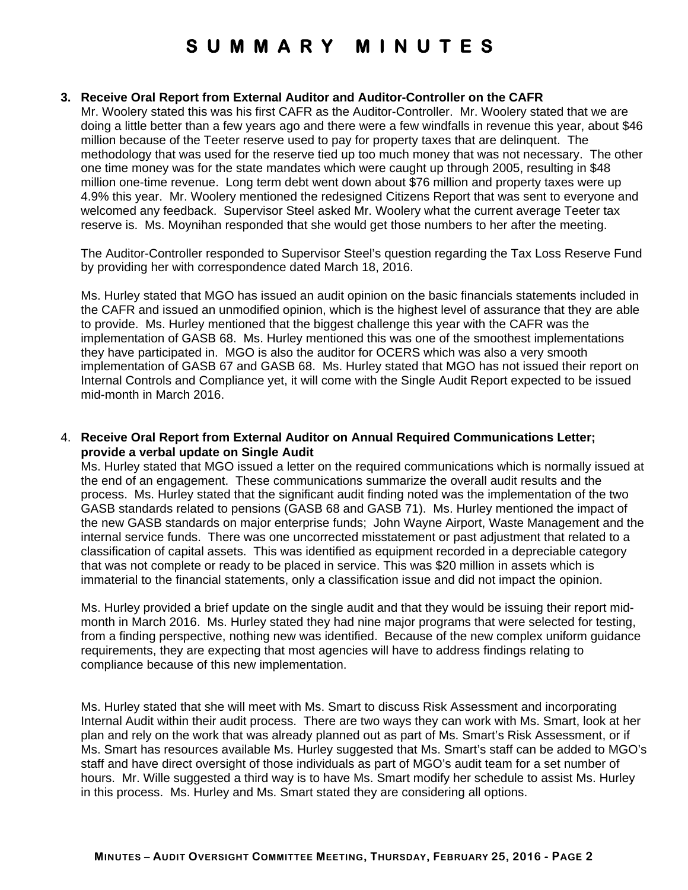# SUMMARY MINUTES

3. **Receive Oral Report from External Auditor and Auditor-Controller on the CAFR**

   Mr. Woolery stated this was his first CAFR as the Auditor-Controller. Mr. Woolery stated that we are doing a little better than a few years ago and there were a few windfalls in revenue this year, about $46 million because of the Teeter reserve used to pay for property taxes that are delinquent. The methodology that was used for the reserve tied up too much money that was not necessary. The other one time money was for the state mandates which were caught up through 2005, resulting in $48 million one-time revenue. Long term debt went down about $76 million and property taxes were up 4.9% this year. Mr. Woolery mentioned the redesigned Citizens Report that was sent to everyone and welcomed any feedback. Supervisor Steel asked Mr. Woolery what the current average Teeter tax reserve is. Ms. Moynihan responded that she would get those numbers to her after the meeting.

   The Auditor-Controller responded to Supervisor Steel's question regarding the Tax Loss Reserve Fund by providing her with correspondence dated March 18, 2016.

   Ms. Hurley stated that MGO has issued an audit opinion on the basic financials statements included in the CAFR and issued an unmodified opinion, which is the highest level of assurance that they are able to provide. Ms. Hurley mentioned that the biggest challenge this year with the CAFR was the implementation of GASB 68. Ms. Hurley mentioned this was one of the smoothest implementations they have participated in. MGO is also the auditor for OCERS which was also a very smooth implementation of GASB 67 and GASB 68. Ms. Hurley stated that MGO has not issued their report on Internal Controls and Compliance yet, it will come with the Single Audit Report expected to be issued mid-month in March 2016.

4. **Receive Oral Report from External Auditor on Annual Required Communications Letter; provide a verbal update on Single Audit**

   Ms. Hurley stated that MGO issued a letter on the required communications which is normally issued at the end of an engagement. These communications summarize the overall audit results and the process. Ms. Hurley stated that the significant audit finding noted was the implementation of the two GASB standards related to pensions (GASB 68 and GASB 71). Ms. Hurley mentioned the impact of the new GASB standards on major enterprise funds; John Wayne Airport, Waste Management and the internal service funds. There was one uncorrected misstatement or past adjustment that related to a classification of capital assets. This was identified as equipment recorded in a depreciable category that was not complete or ready to be placed in service. This was $20 million in assets which is immaterial to the financial statements, only a classification issue and did not impact the opinion.

   Ms. Hurley provided a brief update on the single audit and that they would be issuing their report mid-month in March 2016. Ms. Hurley stated they had nine major programs that were selected for testing, from a finding perspective, nothing new was identified. Because of the new complex uniform guidance requirements, they are expecting that most agencies will have to address findings relating to compliance because of this new implementation.

   Ms. Hurley stated that she will meet with Ms. Smart to discuss Risk Assessment and incorporating Internal Audit within their audit process. There are two ways they can work with Ms. Smart, look at her plan and rely on the work that was already planned out as part of Ms. Smart's Risk Assessment, or if Ms. Smart has resources available Ms. Hurley suggested that Ms. Smart's staff can be added to MGO's staff and have direct oversight of those individuals as part of MGO's audit team for a set number of hours. Mr. Wille suggested a third way is to have Ms. Smart modify her schedule to assist Ms. Hurley in this process. Ms. Hurley and Ms. Smart stated they are considering all options.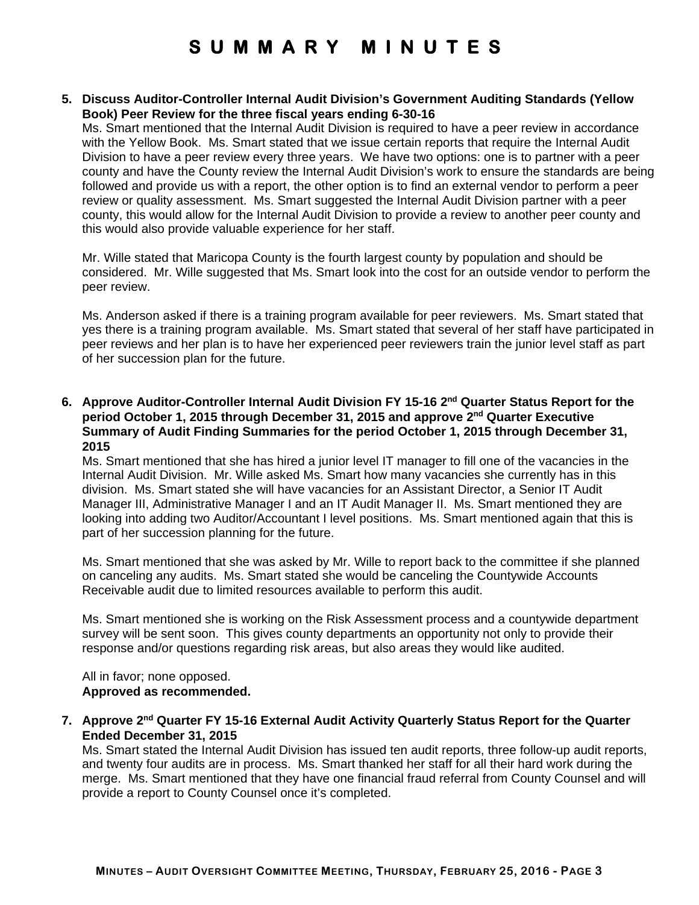# SUMMARY MINUTES

**5. Discuss Auditor-Controller Internal Audit Division's Government Auditing Standards (Yellow Book) Peer Review for the three fiscal years ending 6-30-16**

Ms. Smart mentioned that the Internal Audit Division is required to have a peer review in accordance with the Yellow Book. Ms. Smart stated that we issue certain reports that require the Internal Audit Division to have a peer review every three years. We have two options: one is to partner with a peer county and have the County review the Internal Audit Division's work to ensure the standards are being followed and provide us with a report, the other option is to find an external vendor to perform a peer review or quality assessment. Ms. Smart suggested the Internal Audit Division partner with a peer county, this would allow for the Internal Audit Division to provide a review to another peer county and this would also provide valuable experience for her staff.

Mr. Wille stated that Maricopa County is the fourth largest county by population and should be considered. Mr. Wille suggested that Ms. Smart look into the cost for an outside vendor to perform the peer review.

Ms. Anderson asked if there is a training program available for peer reviewers. Ms. Smart stated that yes there is a training program available. Ms. Smart stated that several of her staff have participated in peer reviews and her plan is to have her experienced peer reviewers train the junior level staff as part of her succession plan for the future.

**6. Approve Auditor-Controller Internal Audit Division FY 15-16 2nd Quarter Status Report for the period October 1, 2015 through December 31, 2015 and approve 2nd Quarter Executive Summary of Audit Finding Summaries for the period October 1, 2015 through December 31, 2015**

Ms. Smart mentioned that she has hired a junior level IT manager to fill one of the vacancies in the Internal Audit Division. Mr. Wille asked Ms. Smart how many vacancies she currently has in this division. Ms. Smart stated she will have vacancies for an Assistant Director, a Senior IT Audit Manager III, Administrative Manager I and an IT Audit Manager II. Ms. Smart mentioned they are looking into adding two Auditor/Accountant I level positions. Ms. Smart mentioned again that this is part of her succession planning for the future.

Ms. Smart mentioned that she was asked by Mr. Wille to report back to the committee if she planned on canceling any audits. Ms. Smart stated she would be canceling the Countywide Accounts Receivable audit due to limited resources available to perform this audit.

Ms. Smart mentioned she is working on the Risk Assessment process and a countywide department survey will be sent soon. This gives county departments an opportunity not only to provide their response and/or questions regarding risk areas, but also areas they would like audited.

All in favor; none opposed.
**Approved as recommended.**

**7. Approve 2nd Quarter FY 15-16 External Audit Activity Quarterly Status Report for the Quarter Ended December 31, 2015**

Ms. Smart stated the Internal Audit Division has issued ten audit reports, three follow-up audit reports, and twenty four audits are in process. Ms. Smart thanked her staff for all their hard work during the merge. Ms. Smart mentioned that they have one financial fraud referral from County Counsel and will provide a report to County Counsel once it's completed.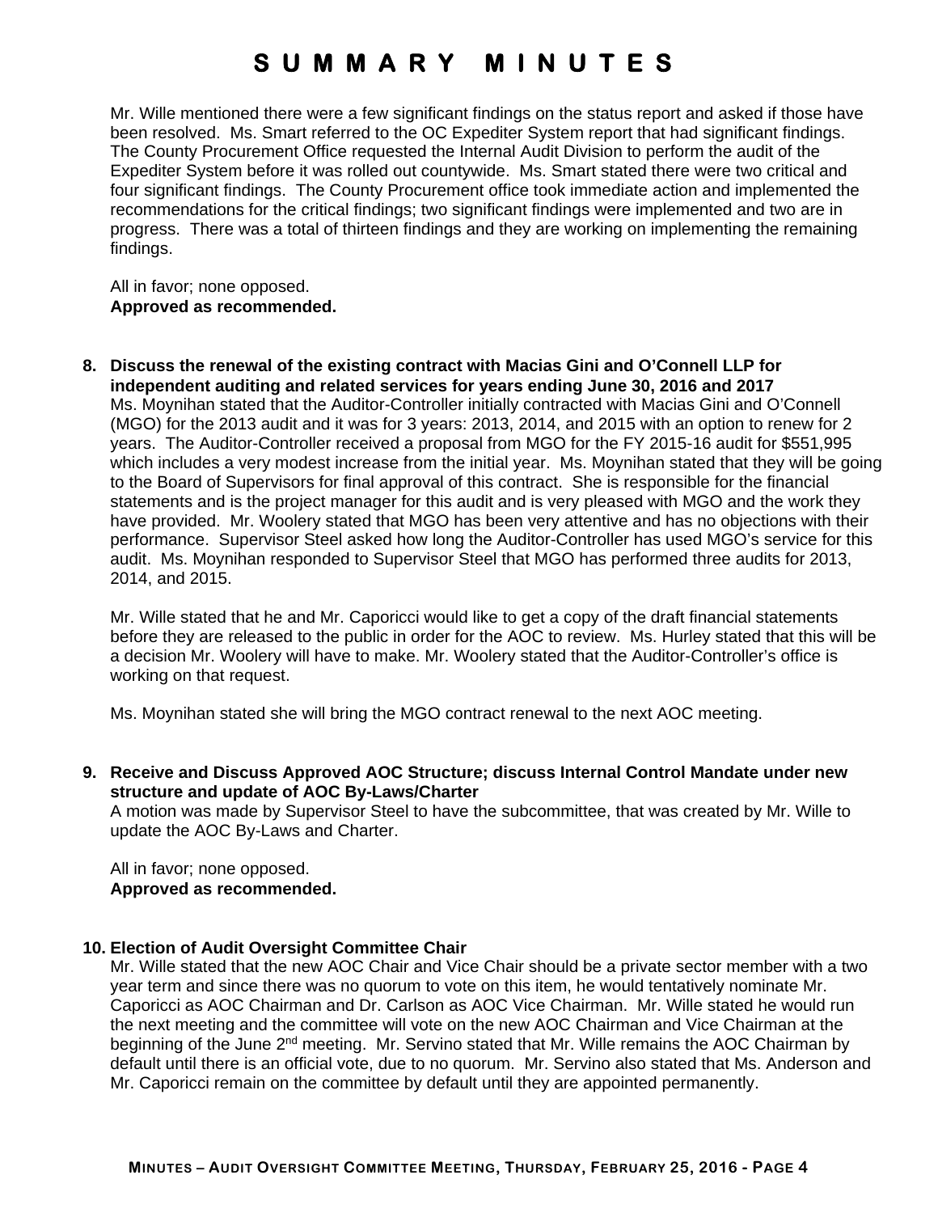Mr. Wille mentioned there were a few significant findings on the status report and asked if those have been resolved. Ms. Smart referred to the OC Expediter System report that had significant findings. The County Procurement Office requested the Internal Audit Division to perform the audit of the Expediter System before it was rolled out countywide. Ms. Smart stated there were two critical and four significant findings. The County Procurement office took immediate action and implemented the recommendations for the critical findings; two significant findings were implemented and two are in progress. There was a total of thirteen findings and they are working on implementing the remaining findings.

All in favor; none opposed.
**Approved as recommended.**

**8. Discuss the renewal of the existing contract with Macias Gini and O'Connell LLP for independent auditing and related services for years ending June 30, 2016 and 2017**

Ms. Moynihan stated that the Auditor-Controller initially contracted with Macias Gini and O'Connell (MGO) for the 2013 audit and it was for 3 years: 2013, 2014, and 2015 with an option to renew for 2 years. The Auditor-Controller received a proposal from MGO for the FY 2015-16 audit for $551,995 which includes a very modest increase from the initial year. Ms. Moynihan stated that they will be going to the Board of Supervisors for final approval of this contract. She is responsible for the financial statements and is the project manager for this audit and is very pleased with MGO and the work they have provided. Mr. Woolery stated that MGO has been very attentive and has no objections with their performance. Supervisor Steel asked how long the Auditor-Controller has used MGO's service for this audit. Ms. Moynihan responded to Supervisor Steel that MGO has performed three audits for 2013, 2014, and 2015.

Mr. Wille stated that he and Mr. Caporicci would like to get a copy of the draft financial statements before they are released to the public in order for the AOC to review. Ms. Hurley stated that this will be a decision Mr. Woolery will have to make. Mr. Woolery stated that the Auditor-Controller's office is working on that request.

Ms. Moynihan stated she will bring the MGO contract renewal to the next AOC meeting.

**9. Receive and Discuss Approved AOC Structure; discuss Internal Control Mandate under new structure and update of AOC By-Laws/Charter**

A motion was made by Supervisor Steel to have the subcommittee, that was created by Mr. Wille to update the AOC By-Laws and Charter.

All in favor; none opposed.
**Approved as recommended.**

**10. Election of Audit Oversight Committee Chair**

Mr. Wille stated that the new AOC Chair and Vice Chair should be a private sector member with a two year term and since there was no quorum to vote on this item, he would tentatively nominate Mr. Caporicci as AOC Chairman and Dr. Carlson as AOC Vice Chairman. Mr. Wille stated he would run the next meeting and the committee will vote on the new AOC Chairman and Vice Chairman at the beginning of the June 2nd meeting. Mr. Servino stated that Mr. Wille remains the AOC Chairman by default until there is an official vote, due to no quorum. Mr. Servino also stated that Ms. Anderson and Mr. Caporicci remain on the committee by default until they are appointed permanently.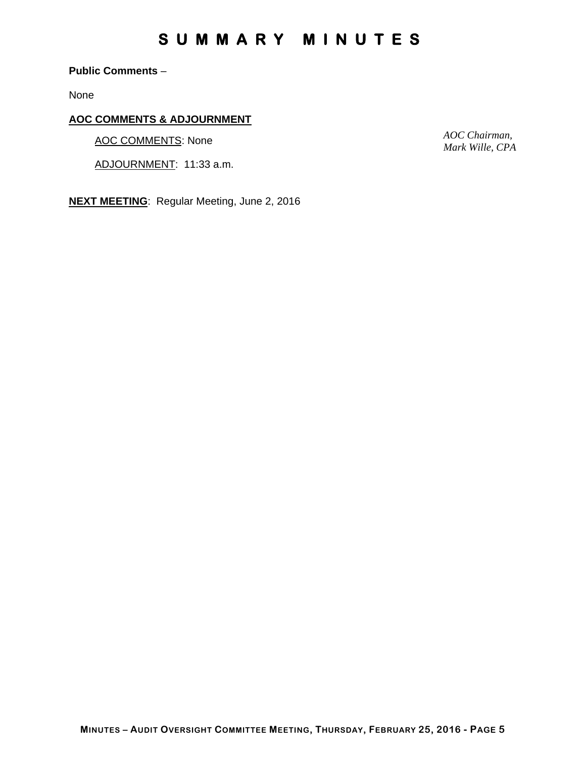# SUMMARY MINUTES

**Public Comments** –

None

**AOC COMMENTS & ADJOURNMENT**

*AOC Chairman, Mark Wille, CPA*

AOC COMMENTS: None

ADJOURNMENT: 11:33 a.m.

**NEXT MEETING**: Regular Meeting, June 2, 2016